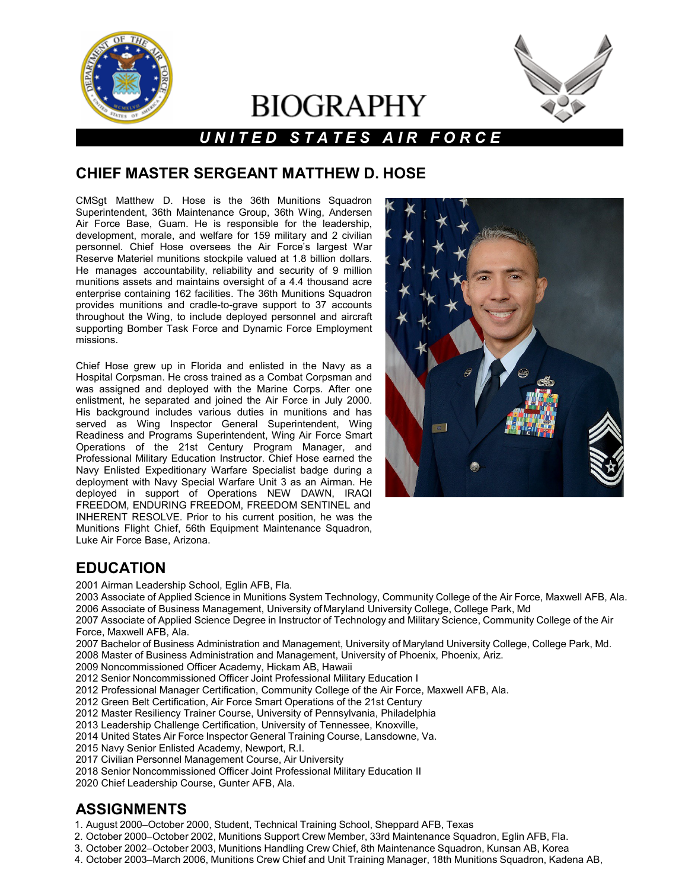# BIOGRAPHY

***UNITED STATES AIR FORCE***

## CHIEF MASTER SERGEANT MATTHEW D. HOSE

CMSgt Matthew D. Hose is the 36th Munitions Squadron Superintendent, 36th Maintenance Group, 36th Wing, Andersen Air Force Base, Guam. He is responsible for the leadership, development, morale, and welfare for 159 military and 2 civilian personnel. Chief Hose oversees the Air Force's largest War Reserve Materiel munitions stockpile valued at 1.8 billion dollars. He manages accountability, reliability and security of 9 million munitions assets and maintains oversight of a 4.4 thousand acre enterprise containing 162 facilities. The 36th Munitions Squadron provides munitions and cradle-to-grave support to 37 accounts throughout the Wing, to include deployed personnel and aircraft supporting Bomber Task Force and Dynamic Force Employment missions.

Chief Hose grew up in Florida and enlisted in the Navy as a Hospital Corpsman. He cross trained as a Combat Corpsman and was assigned and deployed with the Marine Corps. After one enlistment, he separated and joined the Air Force in July 2000. His background includes various duties in munitions and has served as Wing Inspector General Superintendent, Wing Readiness and Programs Superintendent, Wing Air Force Smart Operations of the 21st Century Program Manager, and Professional Military Education Instructor. Chief Hose earned the Navy Enlisted Expeditionary Warfare Specialist badge during a deployment with Navy Special Warfare Unit 3 as an Airman. He deployed in support of Operations NEW DAWN, IRAQI FREEDOM, ENDURING FREEDOM, FREEDOM SENTINEL and INHERENT RESOLVE. Prior to his current position, he was the Munitions Flight Chief, 56th Equipment Maintenance Squadron, Luke Air Force Base, Arizona.

## EDUCATION

2001 Airman Leadership School, Eglin AFB, Fla.
2003 Associate of Applied Science in Munitions System Technology, Community College of the Air Force, Maxwell AFB, Ala.
2006 Associate of Business Management, University of Maryland University College, College Park, Md
2007 Associate of Applied Science Degree in Instructor of Technology and Military Science, Community College of the Air Force, Maxwell AFB, Ala.
2007 Bachelor of Business Administration and Management, University of Maryland University College, College Park, Md.
2008 Master of Business Administration and Management, University of Phoenix, Phoenix, Ariz.
2009 Noncommissioned Officer Academy, Hickam AB, Hawaii
2012 Senior Noncommissioned Officer Joint Professional Military Education I
2012 Professional Manager Certification, Community College of the Air Force, Maxwell AFB, Ala.
2012 Green Belt Certification, Air Force Smart Operations of the 21st Century
2012 Master Resiliency Trainer Course, University of Pennsylvania, Philadelphia
2013 Leadership Challenge Certification, University of Tennessee, Knoxville,
2014 United States Air Force Inspector General Training Course, Lansdowne, Va.
2015 Navy Senior Enlisted Academy, Newport, R.I.
2017 Civilian Personnel Management Course, Air University
2018 Senior Noncommissioned Officer Joint Professional Military Education II
2020 Chief Leadership Course, Gunter AFB, Ala.

## ASSIGNMENTS

1. August 2000–October 2000, Student, Technical Training School, Sheppard AFB, Texas
2. October 2000–October 2002, Munitions Support Crew Member, 33rd Maintenance Squadron, Eglin AFB, Fla.
3. October 2002–October 2003, Munitions Handling Crew Chief, 8th Maintenance Squadron, Kunsan AB, Korea
4. October 2003–March 2006, Munitions Crew Chief and Unit Training Manager, 18th Munitions Squadron, Kadena AB,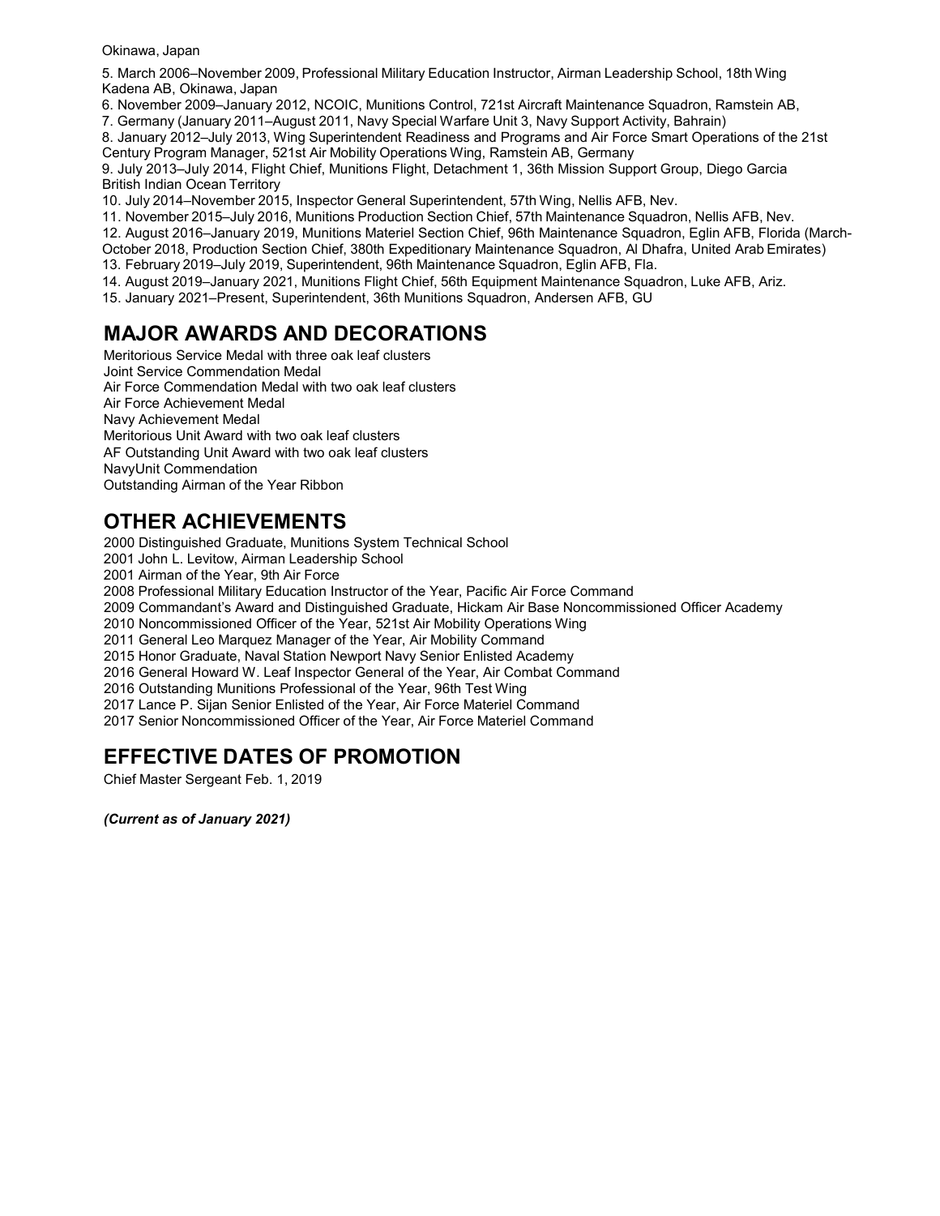Okinawa, Japan

5. March 2006–November 2009, Professional Military Education Instructor, Airman Leadership School, 18th Wing Kadena AB, Okinawa, Japan
6. November 2009–January 2012, NCOIC, Munitions Control, 721st Aircraft Maintenance Squadron, Ramstein AB,
7. Germany (January 2011–August 2011, Navy Special Warfare Unit 3, Navy Support Activity, Bahrain)
8. January 2012–July 2013, Wing Superintendent Readiness and Programs and Air Force Smart Operations of the 21st Century Program Manager, 521st Air Mobility Operations Wing, Ramstein AB, Germany
9. July 2013–July 2014, Flight Chief, Munitions Flight, Detachment 1, 36th Mission Support Group, Diego Garcia British Indian Ocean Territory
10. July 2014–November 2015, Inspector General Superintendent, 57th Wing, Nellis AFB, Nev.
11. November 2015–July 2016, Munitions Production Section Chief, 57th Maintenance Squadron, Nellis AFB, Nev.
12. August 2016–January 2019, Munitions Materiel Section Chief, 96th Maintenance Squadron, Eglin AFB, Florida (March-October 2018, Production Section Chief, 380th Expeditionary Maintenance Squadron, Al Dhafra, United Arab Emirates)
13. February 2019–July 2019, Superintendent, 96th Maintenance Squadron, Eglin AFB, Fla.
14. August 2019–January 2021, Munitions Flight Chief, 56th Equipment Maintenance Squadron, Luke AFB, Ariz.
15. January 2021–Present, Superintendent, 36th Munitions Squadron, Andersen AFB, GU

## MAJOR AWARDS AND DECORATIONS

Meritorious Service Medal with three oak leaf clusters
Joint Service Commendation Medal
Air Force Commendation Medal with two oak leaf clusters
Air Force Achievement Medal
Navy Achievement Medal
Meritorious Unit Award with two oak leaf clusters
AF Outstanding Unit Award with two oak leaf clusters
NavyUnit Commendation
Outstanding Airman of the Year Ribbon

## OTHER ACHIEVEMENTS

2000 Distinguished Graduate, Munitions System Technical School
2001 John L. Levitow, Airman Leadership School
2001 Airman of the Year, 9th Air Force
2008 Professional Military Education Instructor of the Year, Pacific Air Force Command
2009 Commandant's Award and Distinguished Graduate, Hickam Air Base Noncommissioned Officer Academy
2010 Noncommissioned Officer of the Year, 521st Air Mobility Operations Wing
2011 General Leo Marquez Manager of the Year, Air Mobility Command
2015 Honor Graduate, Naval Station Newport Navy Senior Enlisted Academy
2016 General Howard W. Leaf Inspector General of the Year, Air Combat Command
2016 Outstanding Munitions Professional of the Year, 96th Test Wing
2017 Lance P. Sijan Senior Enlisted of the Year, Air Force Materiel Command
2017 Senior Noncommissioned Officer of the Year, Air Force Materiel Command

## EFFECTIVE DATES OF PROMOTION

Chief Master Sergeant Feb. 1, 2019

***(Current as of January 2021)***